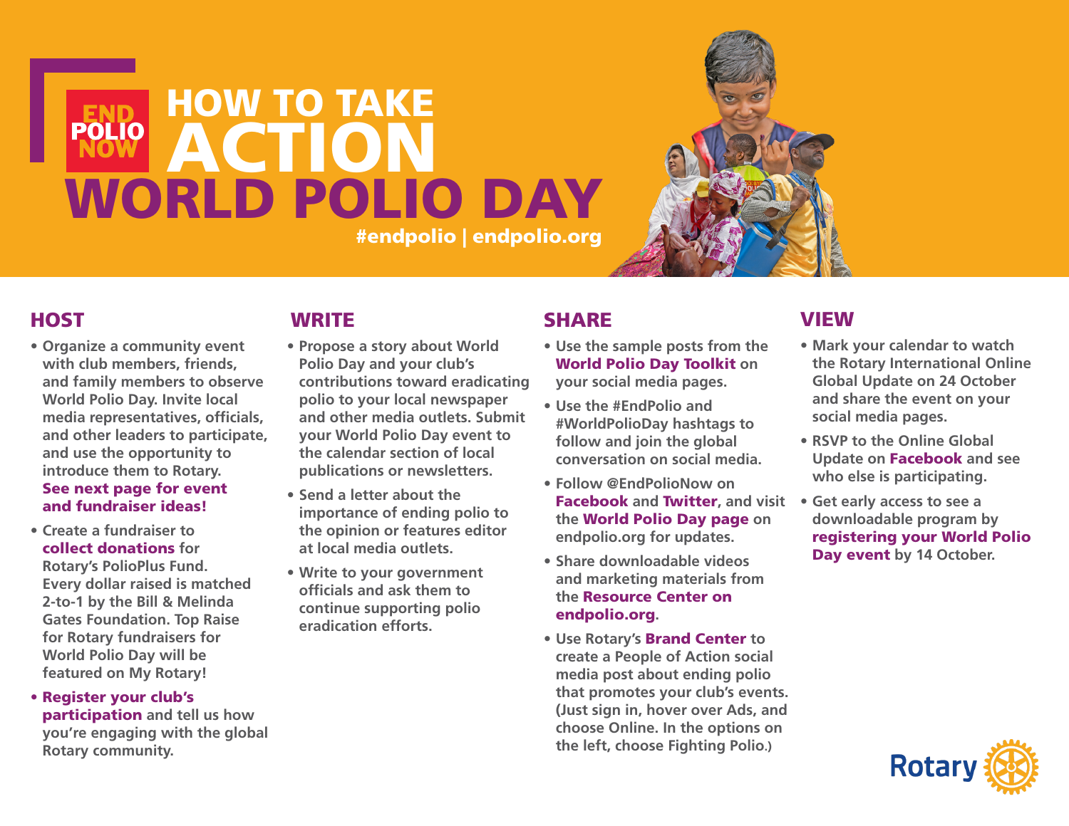END POLIO NOW

# HOW TO TAKE ACTION WORLD POLIO DAY

**#endpolio | endpolio.org**

## HOST

- Organize a community event with club members, friends, and family members to observe World Polio Day. Invite local media representatives, officials, and other leaders to participate, and use the opportunity to introduce them to Rotary. **See next page for event and fundraiser ideas!**
- Create a fundraiser to **collect donations** for Rotary's PolioPlus Fund. Every dollar raised is matched 2-to-1 by the Bill & Melinda Gates Foundation. Top Raise for Rotary fundraisers for World Polio Day will be featured on My Rotary!
- **Register your club's participation** and tell us how you're engaging with the global Rotary community.

## WRITE

- Propose a story about World Polio Day and your club's contributions toward eradicating polio to your local newspaper and other media outlets. Submit your World Polio Day event to the calendar section of local publications or newsletters.
- Send a letter about the importance of ending polio to the opinion or features editor at local media outlets.
- Write to your government officials and ask them to continue supporting polio eradication efforts.

## SHARE

- Use the sample posts from the **World Polio Day Toolkit** on your social media pages.
- Use the #EndPolio and #WorldPolioDay hashtags to follow and join the global conversation on social media.
- Follow @EndPolioNow on **Facebook** and **Twitter**, and visit the **World Polio Day page** on endpolio.org for updates.
- Share downloadable videos and marketing materials from the **Resource Center on endpolio.org**.
- Use Rotary's **Brand Center** to create a People of Action social media post about ending polio that promotes your club's events. (Just sign in, hover over Ads, and choose Online. In the options on the left, choose Fighting Polio.)

## VIEW

- Mark your calendar to watch the Rotary International Online Global Update on 24 October and share the event on your social media pages.
- RSVP to the Online Global Update on **Facebook** and see who else is participating.
- Get early access to see a downloadable program by **registering your World Polio Day event** by 14 October.

Rotary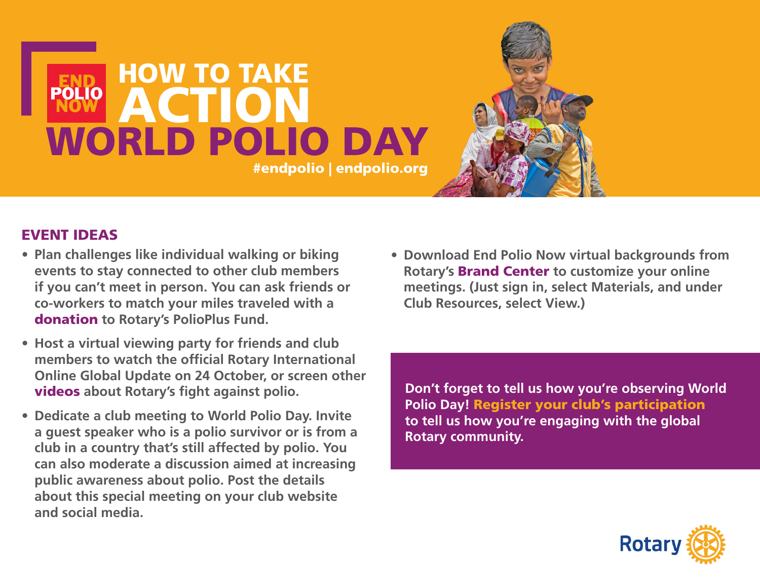END POLIO NOW

# HOW TO TAKE ACTION WORLD POLIO DAY

#endpolio | endpolio.org

## EVENT IDEAS

- Plan challenges like individual walking or biking events to stay connected to other club members if you can't meet in person. You can ask friends or co-workers to match your miles traveled with a **donation** to Rotary's PolioPlus Fund.
- Host a virtual viewing party for friends and club members to watch the official Rotary International Online Global Update on 24 October, or screen other **videos** about Rotary's fight against polio.
- Dedicate a club meeting to World Polio Day. Invite a guest speaker who is a polio survivor or is from a club in a country that's still affected by polio. You can also moderate a discussion aimed at increasing public awareness about polio. Post the details about this special meeting on your club website and social media.
- Download End Polio Now virtual backgrounds from Rotary's **Brand Center** to customize your online meetings. (Just sign in, select Materials, and under Club Resources, select View.)

Don't forget to tell us how you're observing World Polio Day! **Register your club's participation** to tell us how you're engaging with the global Rotary community.

Rotary